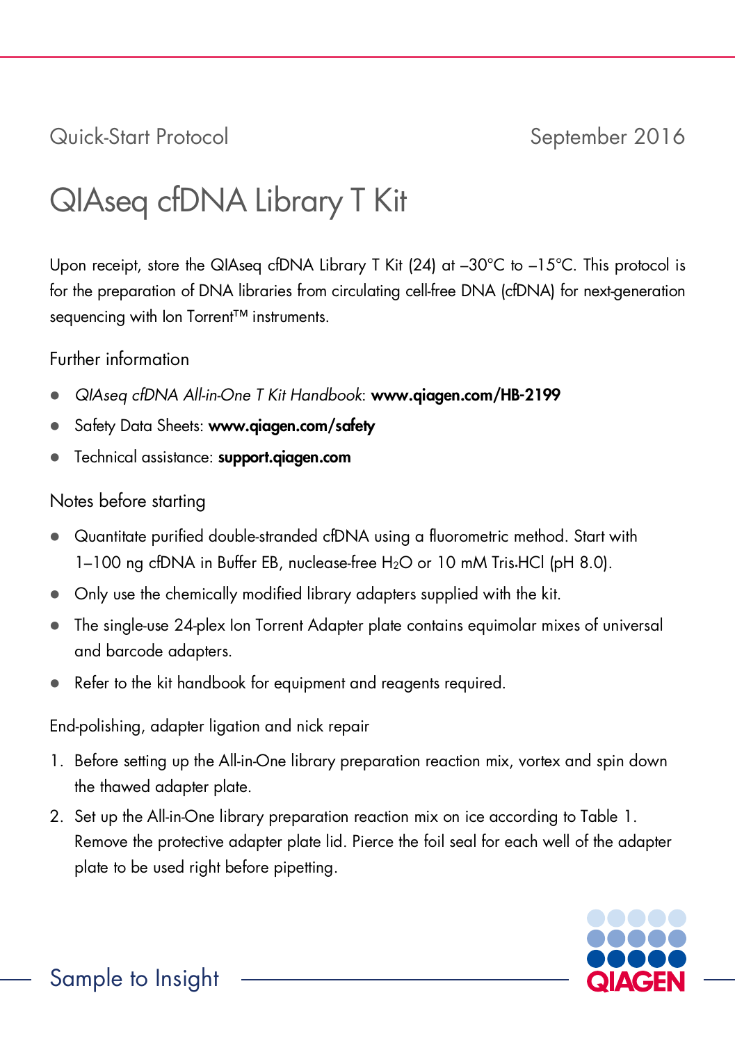Quick-Start Protocol September 2016

# QIAseq cfDNA Library T Kit

Upon receipt, store the QIAseq cfDNA Library T Kit (24) at –30°C to –15°C. This protocol is for the preparation of DNA libraries from circulating cell-free DNA (cfDNA) for next-generation sequencing with Ion Torrent™ instruments.

## Further information

- *QIAseq cfDNA All-in-One T Kit Handbook*: **www.qiagen.com/HB-2199**
- Safety Data Sheets: **www.qiagen.com/safety**
- Technical assistance: **support.qiagen.com**

## Notes before starting

- Quantitate purified double-stranded cfDNA using a fluorometric method. Start with 1–100 ng cfDNA in Buffer EB, nuclease-free $H_2O$ or 10 mM Tris·HCl (pH 8.0).
- Only use the chemically modified library adapters supplied with the kit.
- The single-use 24-plex Ion Torrent Adapter plate contains equimolar mixes of universal and barcode adapters.
- Refer to the kit handbook for equipment and reagents required.

### End-polishing, adapter ligation and nick repair

1. Before setting up the All-in-One library preparation reaction mix, vortex and spin down the thawed adapter plate.
2. Set up the All-in-One library preparation reaction mix on ice according to Table 1. Remove the protective adapter plate lid. Pierce the foil seal for each well of the adapter plate to be used right before pipetting.

Sample to Insight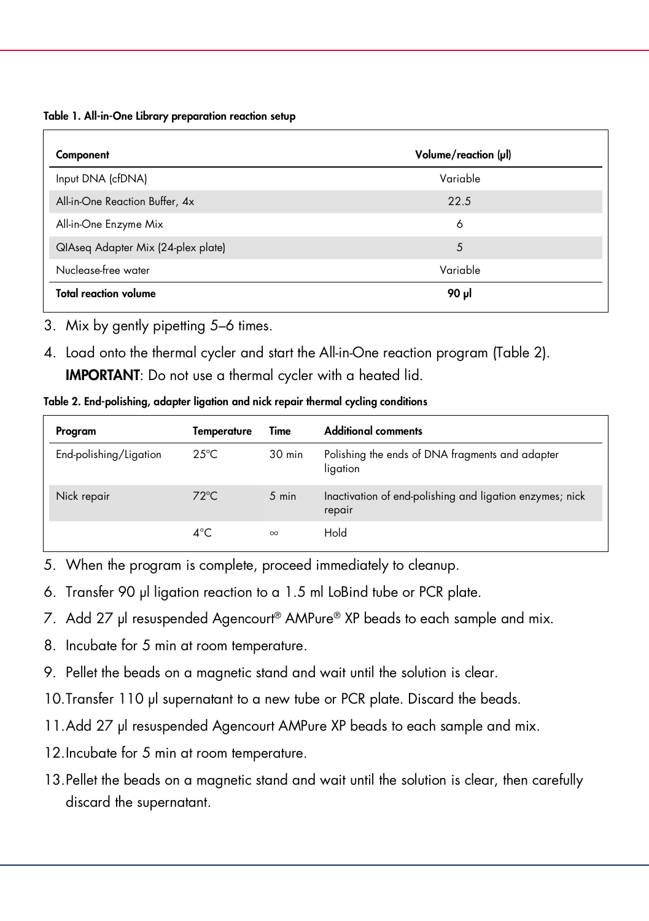**Table 1. All-in-One Library preparation reaction setup**

| Component | Volume/reaction (µl) |
|---|---|
| Input DNA (cfDNA) | Variable |
| All-in-One Reaction Buffer, 4x | 22.5 |
| All-in-One Enzyme Mix | 6 |
| QIAseq Adapter Mix (24-plex plate) | 5 |
| Nuclease-free water | Variable |
| **Total reaction volume** | **90 µl** |

3. Mix by gently pipetting 5–6 times.
4. Load onto the thermal cycler and start the All-in-One reaction program (Table 2).
   **IMPORTANT**: Do not use a thermal cycler with a heated lid.

**Table 2. End-polishing, adapter ligation and nick repair thermal cycling conditions**

| Program | Temperature | Time | Additional comments |
|---|---|---|---|
| End-polishing/Ligation | 25°C | 30 min | Polishing the ends of DNA fragments and adapter ligation |
| Nick repair | 72°C | 5 min | Inactivation of end-polishing and ligation enzymes; nick repair |
| | 4°C | ∞ | Hold |

5. When the program is complete, proceed immediately to cleanup.
6. Transfer 90 µl ligation reaction to a 1.5 ml LoBind tube or PCR plate.
7. Add 27 µl resuspended Agencourt® AMPure® XP beads to each sample and mix.
8. Incubate for 5 min at room temperature.
9. Pellet the beads on a magnetic stand and wait until the solution is clear.
10. Transfer 110 µl supernatant to a new tube or PCR plate. Discard the beads.
11. Add 27 µl resuspended Agencourt AMPure XP beads to each sample and mix.
12. Incubate for 5 min at room temperature.
13. Pellet the beads on a magnetic stand and wait until the solution is clear, then carefully discard the supernatant.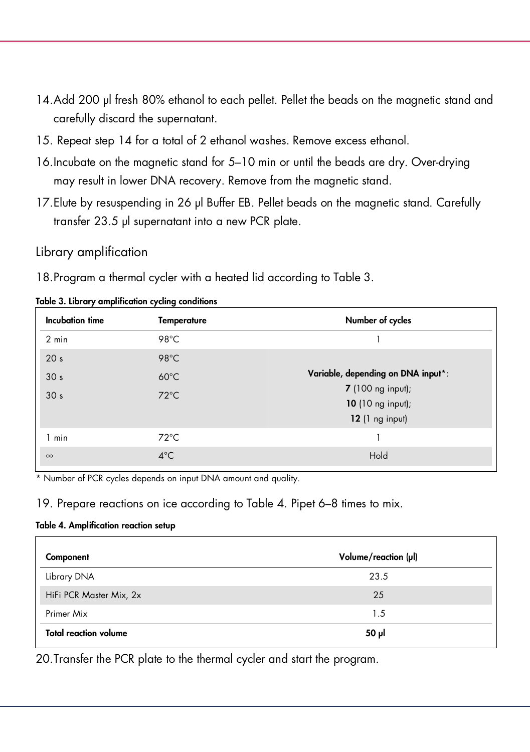14. Add 200 µl fresh 80% ethanol to each pellet. Pellet the beads on the magnetic stand and carefully discard the supernatant.
15. Repeat step 14 for a total of 2 ethanol washes. Remove excess ethanol.
16. Incubate on the magnetic stand for 5–10 min or until the beads are dry. Over-drying may result in lower DNA recovery. Remove from the magnetic stand.
17. Elute by resuspending in 26 µl Buffer EB. Pellet beads on the magnetic stand. Carefully transfer 23.5 µl supernatant into a new PCR plate.

## Library amplification

18. Program a thermal cycler with a heated lid according to Table 3.

**Table 3. Library amplification cycling conditions**

| Incubation time | Temperature | Number of cycles |
|---|---|---|
| 2 min | 98°C | 1 |
| 20 s<br>30 s<br>30 s | 98°C<br>60°C<br>72°C | **Variable, depending on DNA input***:<br>**7** (100 ng input);<br>**10** (10 ng input);<br>**12** (1 ng input) |
| 1 min | 72°C | 1 |
| ∞ | 4°C | Hold |

* Number of PCR cycles depends on input DNA amount and quality.

19. Prepare reactions on ice according to Table 4. Pipet 6–8 times to mix.

**Table 4. Amplification reaction setup**

| Component | Volume/reaction (µl) |
|---|---|
| Library DNA | 23.5 |
| HiFi PCR Master Mix, 2x | 25 |
| Primer Mix | 1.5 |
| **Total reaction volume** | **50 µl** |

20. Transfer the PCR plate to the thermal cycler and start the program.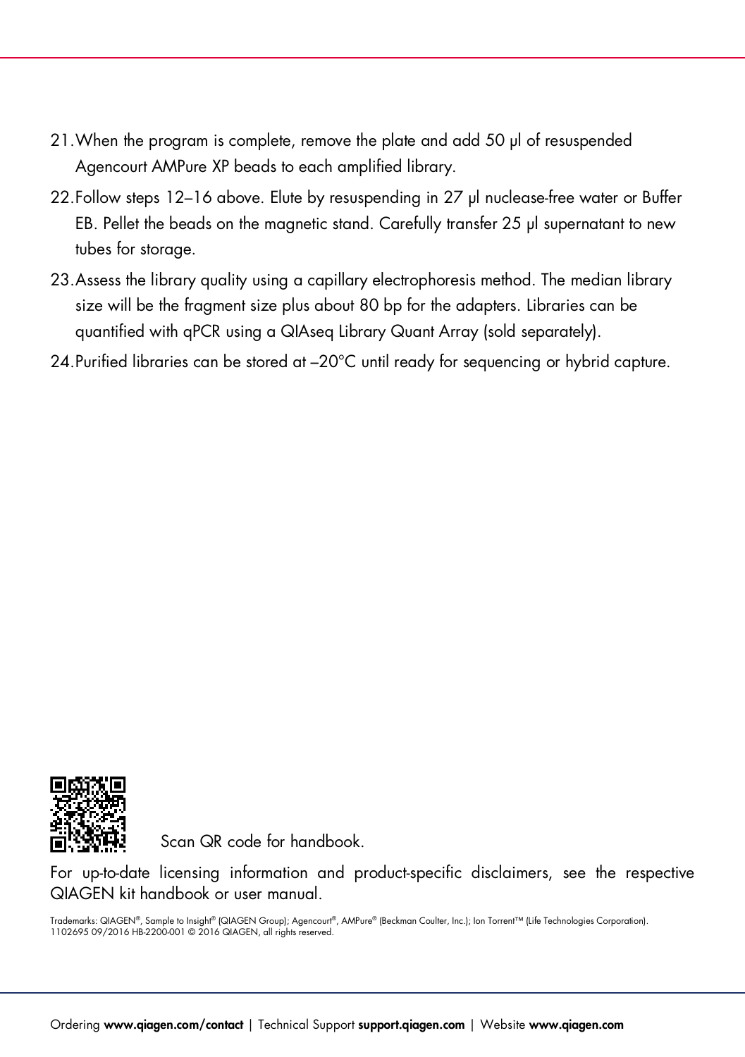21. When the program is complete, remove the plate and add 50 µl of resuspended Agencourt AMPure XP beads to each amplified library.
22. Follow steps 12–16 above. Elute by resuspending in 27 µl nuclease-free water or Buffer EB. Pellet the beads on the magnetic stand. Carefully transfer 25 µl supernatant to new tubes for storage.
23. Assess the library quality using a capillary electrophoresis method. The median library size will be the fragment size plus about 80 bp for the adapters. Libraries can be quantified with qPCR using a QIAseq Library Quant Array (sold separately).
24. Purified libraries can be stored at –20°C until ready for sequencing or hybrid capture.

Scan QR code for handbook.

For up-to-date licensing information and product-specific disclaimers, see the respective QIAGEN kit handbook or user manual.

Trademarks: QIAGEN®, Sample to Insight® (QIAGEN Group); Agencourt®, AMPure® (Beckman Coulter, Inc.); Ion Torrent™ (Life Technologies Corporation).
1102695 09/2016 HB-2200-001 © 2016 QIAGEN, all rights reserved.

Ordering **www.qiagen.com/contact** | Technical Support **support.qiagen.com** | Website **www.qiagen.com**